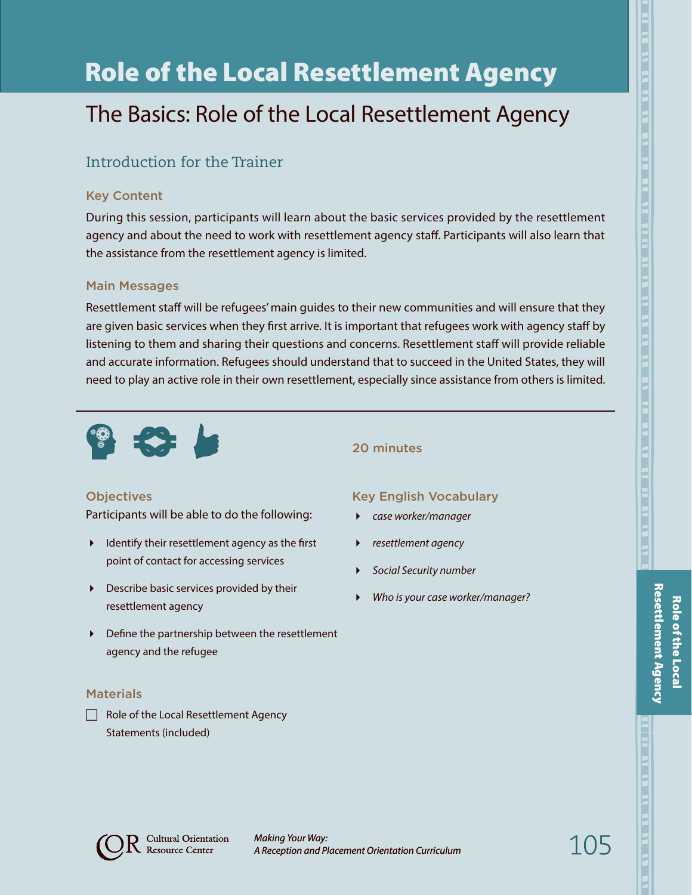# Role of the Local Resettlement Agency

## The Basics: Role of the Local Resettlement Agency

### Introduction for the Trainer

#### Key Content

During this session, participants will learn about the basic services provided by the resettlement agency and about the need to work with resettlement agency staff. Participants will also learn that the assistance from the resettlement agency is limited.

#### Main Messages

Resettlement staff will be refugees' main guides to their new communities and will ensure that they are given basic services when they first arrive. It is important that refugees work with agency staff by listening to them and sharing their questions and concerns. Resettlement staff will provide reliable and accurate information. Refugees should understand that to succeed in the United States, they will need to play an active role in their own resettlement, especially since assistance from others is limited.

---

20 minutes

#### Objectives

Participants will be able to do the following:

- Identify their resettlement agency as the first point of contact for accessing services
- Describe basic services provided by their resettlement agency
- Define the partnership between the resettlement agency and the refugee

#### Materials

- [ ] Role of the Local Resettlement Agency Statements (included)

#### Key English Vocabulary

- *case worker/manager*
- *resettlement agency*
- *Social Security number*
- *Who is your case worker/manager?*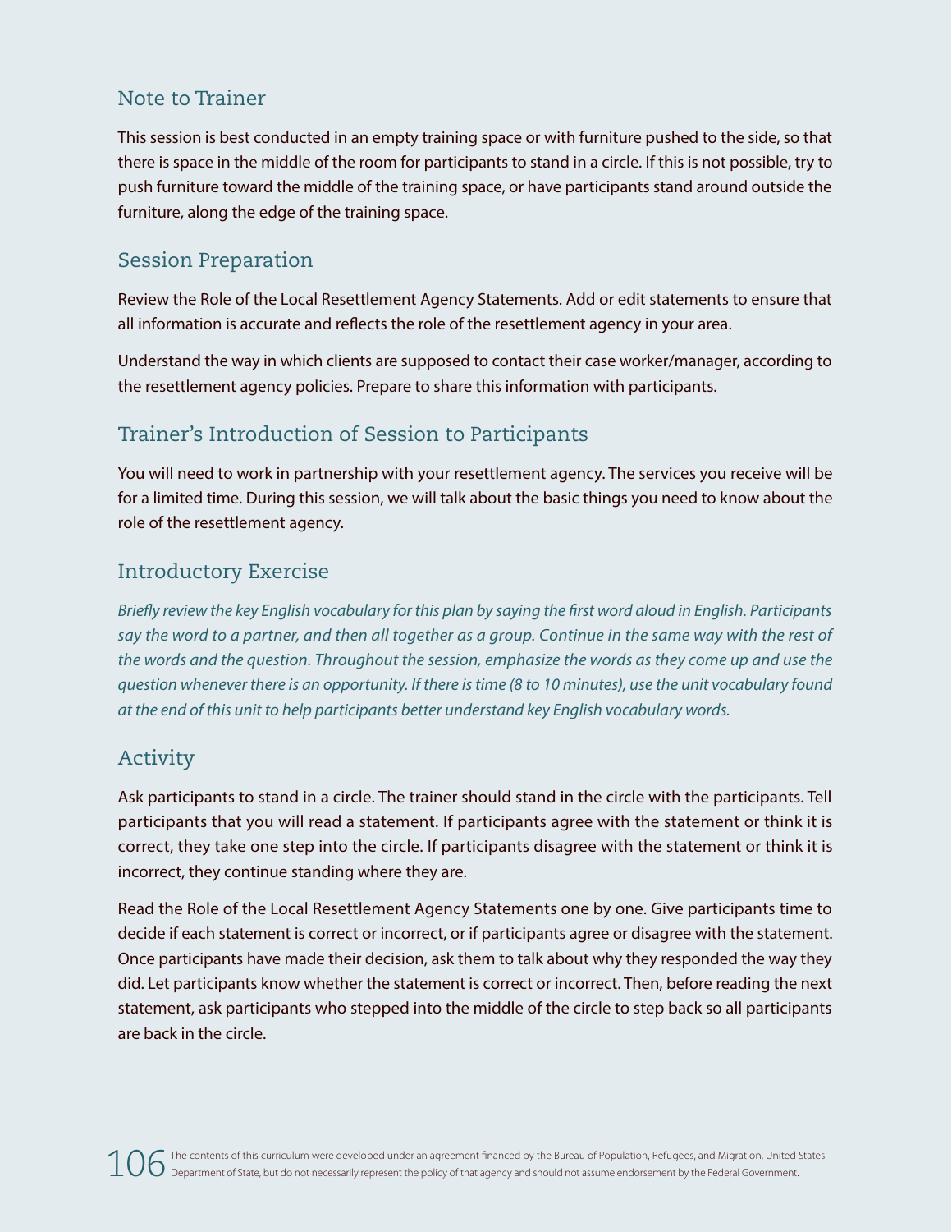## Note to Trainer

This session is best conducted in an empty training space or with furniture pushed to the side, so that there is space in the middle of the room for participants to stand in a circle. If this is not possible, try to push furniture toward the middle of the training space, or have participants stand around outside the furniture, along the edge of the training space.

## Session Preparation

Review the Role of the Local Resettlement Agency Statements. Add or edit statements to ensure that all information is accurate and reflects the role of the resettlement agency in your area.

Understand the way in which clients are supposed to contact their case worker/manager, according to the resettlement agency policies. Prepare to share this information with participants.

## Trainer's Introduction of Session to Participants

You will need to work in partnership with your resettlement agency. The services you receive will be for a limited time. During this session, we will talk about the basic things you need to know about the role of the resettlement agency.

## Introductory Exercise

*Briefly review the key English vocabulary for this plan by saying the first word aloud in English. Participants say the word to a partner, and then all together as a group. Continue in the same way with the rest of the words and the question. Throughout the session, emphasize the words as they come up and use the question whenever there is an opportunity. If there is time (8 to 10 minutes), use the unit vocabulary found at the end of this unit to help participants better understand key English vocabulary words.*

## Activity

Ask participants to stand in a circle. The trainer should stand in the circle with the participants. Tell participants that you will read a statement. If participants agree with the statement or think it is correct, they take one step into the circle. If participants disagree with the statement or think it is incorrect, they continue standing where they are.

Read the Role of the Local Resettlement Agency Statements one by one. Give participants time to decide if each statement is correct or incorrect, or if participants agree or disagree with the statement. Once participants have made their decision, ask them to talk about why they responded the way they did. Let participants know whether the statement is correct or incorrect. Then, before reading the next statement, ask participants who stepped into the middle of the circle to step back so all participants are back in the circle.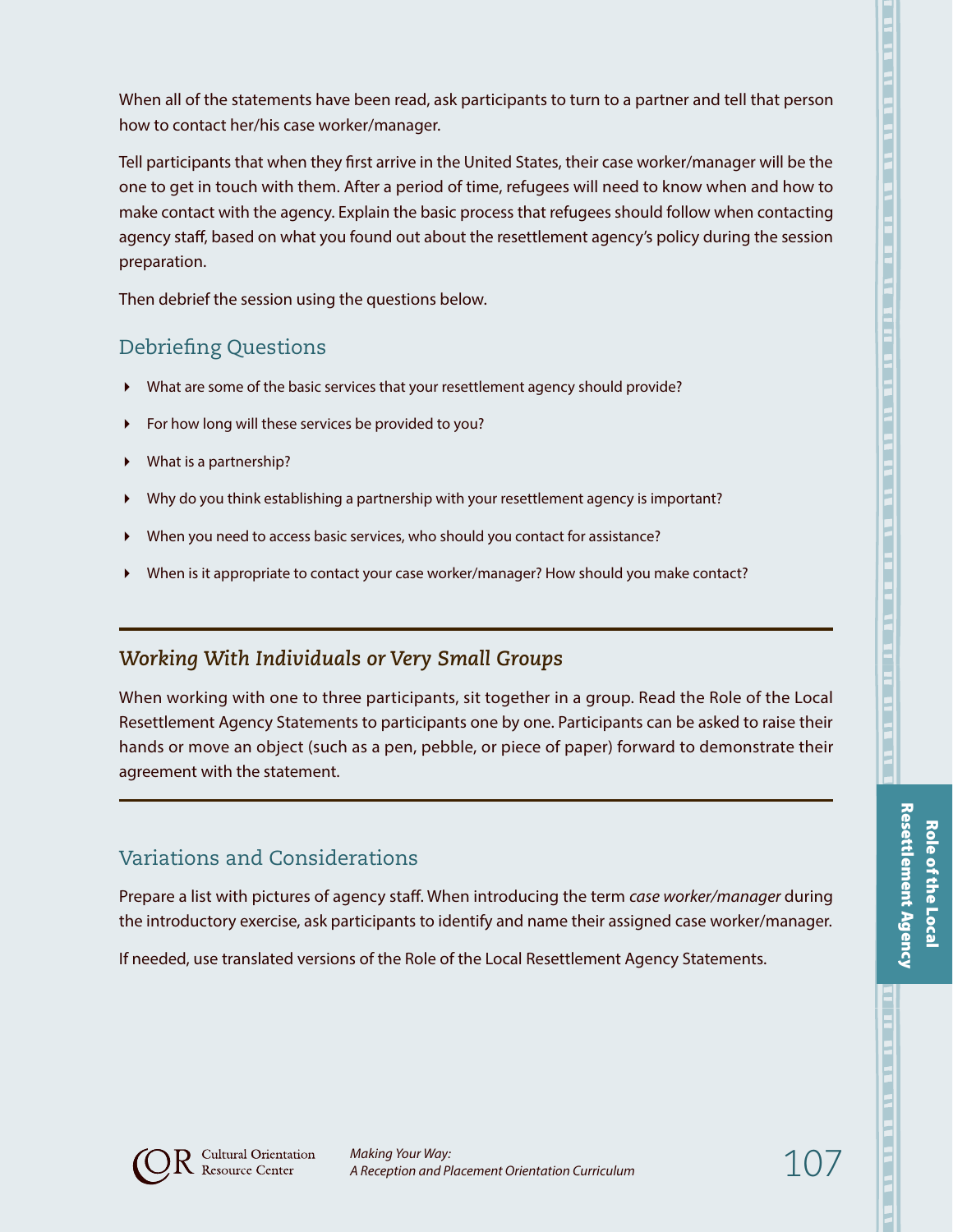When all of the statements have been read, ask participants to turn to a partner and tell that person how to contact her/his case worker/manager.

Tell participants that when they first arrive in the United States, their case worker/manager will be the one to get in touch with them. After a period of time, refugees will need to know when and how to make contact with the agency. Explain the basic process that refugees should follow when contacting agency staff, based on what you found out about the resettlement agency's policy during the session preparation.

Then debrief the session using the questions below.

## Debriefing Questions

- What are some of the basic services that your resettlement agency should provide?
- For how long will these services be provided to you?
- What is a partnership?
- Why do you think establishing a partnership with your resettlement agency is important?
- When you need to access basic services, who should you contact for assistance?
- When is it appropriate to contact your case worker/manager? How should you make contact?

---

### *Working With Individuals or Very Small Groups*

When working with one to three participants, sit together in a group. Read the Role of the Local Resettlement Agency Statements to participants one by one. Participants can be asked to raise their hands or move an object (such as a pen, pebble, or piece of paper) forward to demonstrate their agreement with the statement.

---

## Variations and Considerations

Prepare a list with pictures of agency staff. When introducing the term *case worker/manager* during the introductory exercise, ask participants to identify and name their assigned case worker/manager.

If needed, use translated versions of the Role of the Local Resettlement Agency Statements.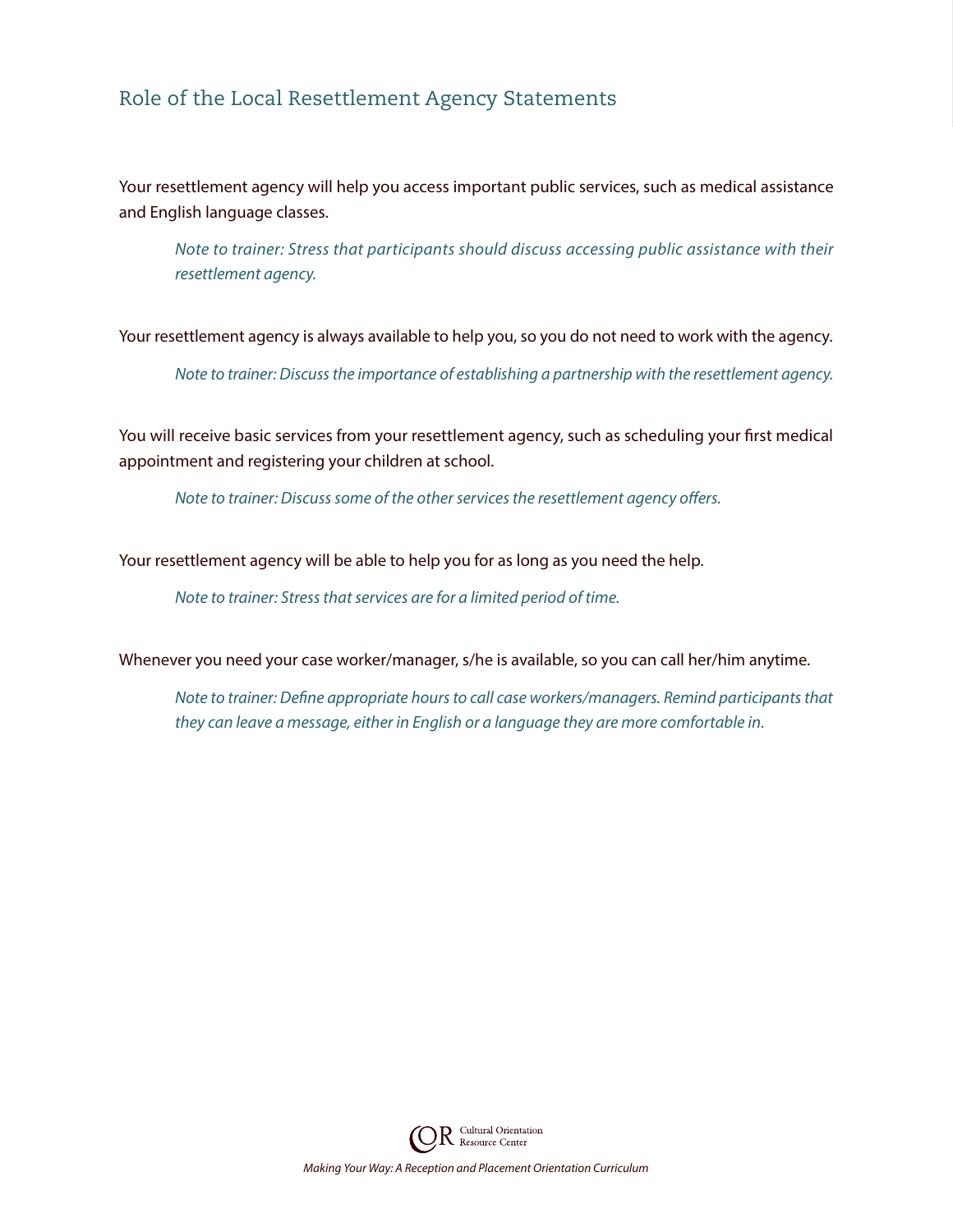## Role of the Local Resettlement Agency Statements

Your resettlement agency will help you access important public services, such as medical assistance and English language classes.

> *Note to trainer: Stress that participants should discuss accessing public assistance with their resettlement agency.*

Your resettlement agency is always available to help you, so you do not need to work with the agency.

> *Note to trainer: Discuss the importance of establishing a partnership with the resettlement agency.*

You will receive basic services from your resettlement agency, such as scheduling your first medical appointment and registering your children at school.

> *Note to trainer: Discuss some of the other services the resettlement agency offers.*

Your resettlement agency will be able to help you for as long as you need the help.

> *Note to trainer: Stress that services are for a limited period of time.*

Whenever you need your case worker/manager, s/he is available, so you can call her/him anytime.

> *Note to trainer: Define appropriate hours to call case workers/managers. Remind participants that they can leave a message, either in English or a language they are more comfortable in.*